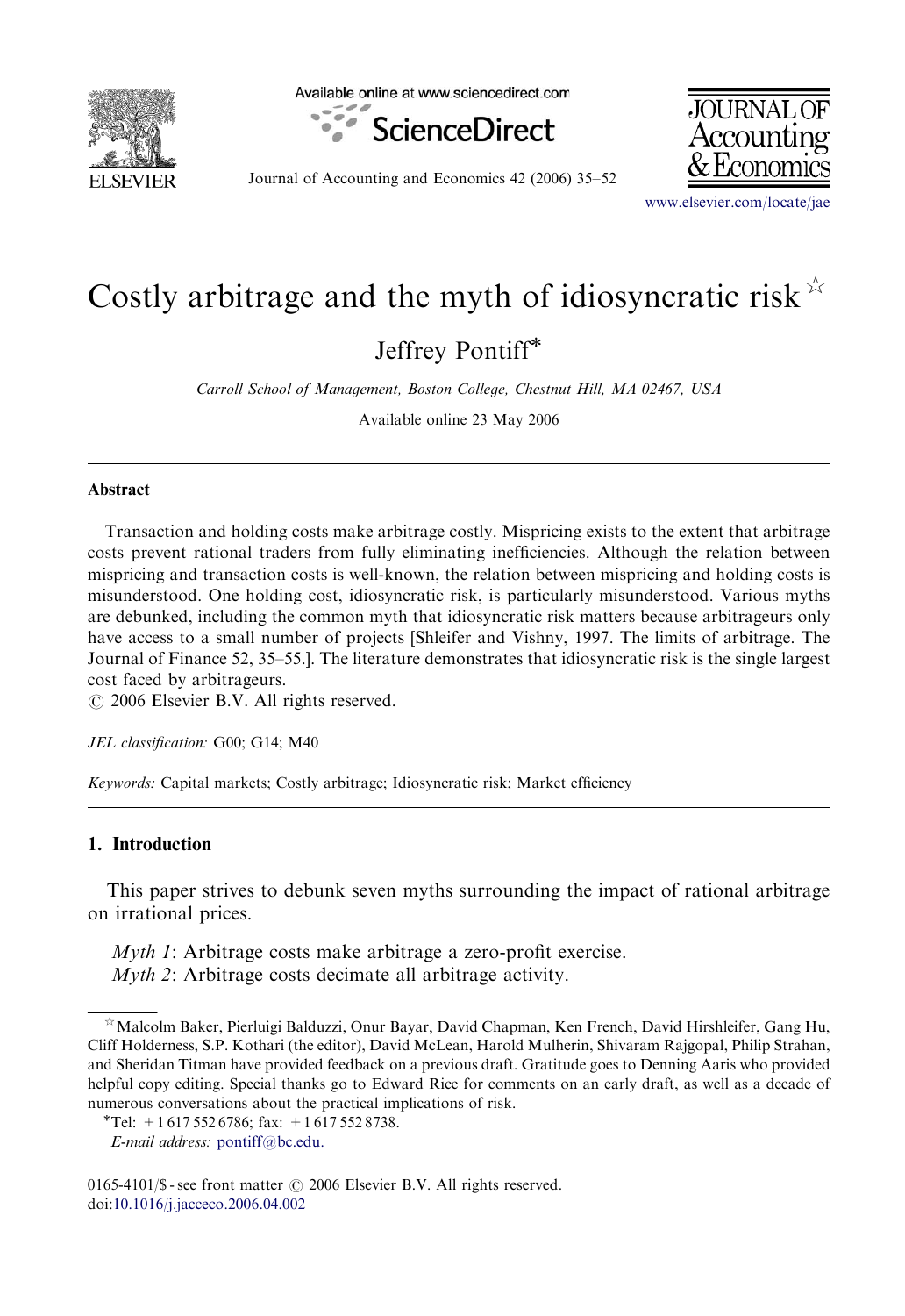# Costly arbitrage and the myth of idiosyncratic risk ☆

Jeffrey Pontiff*

*Carroll School of Management, Boston College, Chestnut Hill, MA 02467, USA*

Available online 23 May 2006

## Abstract

Transaction and holding costs make arbitrage costly. Mispricing exists to the extent that arbitrage costs prevent rational traders from fully eliminating inefficiencies. Although the relation between mispricing and transaction costs is well-known, the relation between mispricing and holding costs is misunderstood. One holding cost, idiosyncratic risk, is particularly misunderstood. Various myths are debunked, including the common myth that idiosyncratic risk matters because arbitrageurs only have access to a small number of projects [Shleifer and Vishny, 1997. The limits of arbitrage. The Journal of Finance 52, 35–55.]. The literature demonstrates that idiosyncratic risk is the single largest cost faced by arbitrageurs.

© 2006 Elsevier B.V. All rights reserved.

*JEL classification:* G00; G14; M40

*Keywords:* Capital markets; Costly arbitrage; Idiosyncratic risk; Market efficiency

## 1. Introduction

This paper strives to debunk seven myths surrounding the impact of rational arbitrage on irrational prices.

*Myth 1*: Arbitrage costs make arbitrage a zero-profit exercise.
*Myth 2*: Arbitrage costs decimate all arbitrage activity.

---

☆ Malcolm Baker, Pierluigi Balduzzi, Onur Bayar, David Chapman, Ken French, David Hirshleifer, Gang Hu, Cliff Holderness, S.P. Kothari (the editor), David McLean, Harold Mulherin, Shivaram Rajgopal, Philip Strahan, and Sheridan Titman have provided feedback on a previous draft. Gratitude goes to Denning Aaris who provided helpful copy editing. Special thanks go to Edward Rice for comments on an early draft, as well as a decade of numerous conversations about the practical implications of risk.

*Tel.: +1 617 552 6786; fax: +1 617 552 8738.

*E-mail address:* pontiff@bc.edu.

0165-4101/$ - see front matter © 2006 Elsevier B.V. All rights reserved.
doi:10.1016/j.jacceco.2006.04.002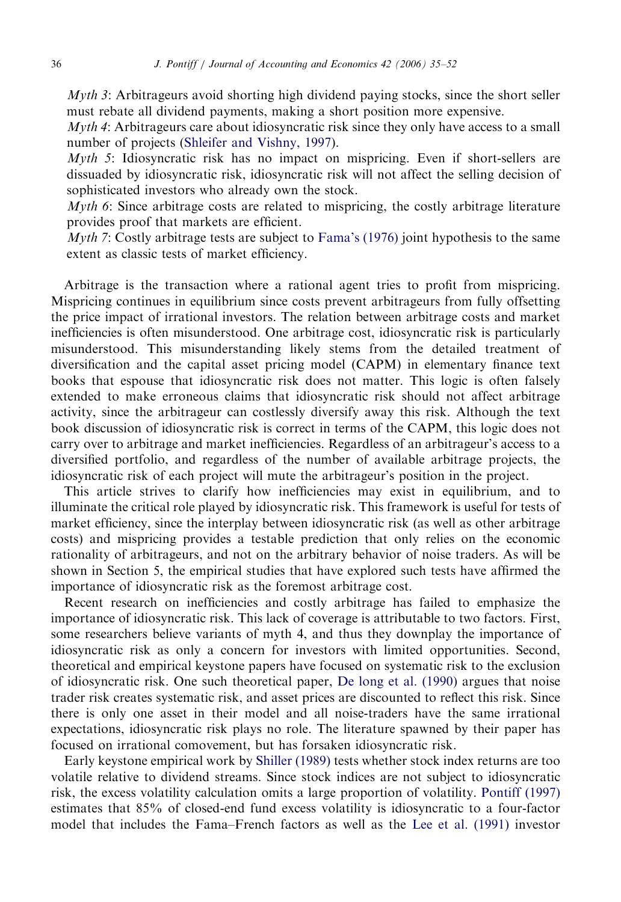*Myth 3*: Arbitrageurs avoid shorting high dividend paying stocks, since the short seller must rebate all dividend payments, making a short position more expensive.

*Myth 4*: Arbitrageurs care about idiosyncratic risk since they only have access to a small number of projects (Shleifer and Vishny, 1997).

*Myth 5*: Idiosyncratic risk has no impact on mispricing. Even if short-sellers are dissuaded by idiosyncratic risk, idiosyncratic risk will not affect the selling decision of sophisticated investors who already own the stock.

*Myth 6*: Since arbitrage costs are related to mispricing, the costly arbitrage literature provides proof that markets are efficient.

*Myth 7*: Costly arbitrage tests are subject to Fama's (1976) joint hypothesis to the same extent as classic tests of market efficiency.

Arbitrage is the transaction where a rational agent tries to profit from mispricing. Mispricing continues in equilibrium since costs prevent arbitrageurs from fully offsetting the price impact of irrational investors. The relation between arbitrage costs and market inefficiencies is often misunderstood. One arbitrage cost, idiosyncratic risk is particularly misunderstood. This misunderstanding likely stems from the detailed treatment of diversification and the capital asset pricing model (CAPM) in elementary finance text books that espouse that idiosyncratic risk does not matter. This logic is often falsely extended to make erroneous claims that idiosyncratic risk should not affect arbitrage activity, since the arbitrageur can costlessly diversify away this risk. Although the text book discussion of idiosyncratic risk is correct in terms of the CAPM, this logic does not carry over to arbitrage and market inefficiencies. Regardless of an arbitrageur's access to a diversified portfolio, and regardless of the number of available arbitrage projects, the idiosyncratic risk of each project will mute the arbitrageur's position in the project.

This article strives to clarify how inefficiencies may exist in equilibrium, and to illuminate the critical role played by idiosyncratic risk. This framework is useful for tests of market efficiency, since the interplay between idiosyncratic risk (as well as other arbitrage costs) and mispricing provides a testable prediction that only relies on the economic rationality of arbitrageurs, and not on the arbitrary behavior of noise traders. As will be shown in Section 5, the empirical studies that have explored such tests have affirmed the importance of idiosyncratic risk as the foremost arbitrage cost.

Recent research on inefficiencies and costly arbitrage has failed to emphasize the importance of idiosyncratic risk. This lack of coverage is attributable to two factors. First, some researchers believe variants of myth 4, and thus they downplay the importance of idiosyncratic risk as only a concern for investors with limited opportunities. Second, theoretical and empirical keystone papers have focused on systematic risk to the exclusion of idiosyncratic risk. One such theoretical paper, De long et al. (1990) argues that noise trader risk creates systematic risk, and asset prices are discounted to reflect this risk. Since there is only one asset in their model and all noise-traders have the same irrational expectations, idiosyncratic risk plays no role. The literature spawned by their paper has focused on irrational comovement, but has forsaken idiosyncratic risk.

Early keystone empirical work by Shiller (1989) tests whether stock index returns are too volatile relative to dividend streams. Since stock indices are not subject to idiosyncratic risk, the excess volatility calculation omits a large proportion of volatility. Pontiff (1997) estimates that 85% of closed-end fund excess volatility is idiosyncratic to a four-factor model that includes the Fama–French factors as well as the Lee et al. (1991) investor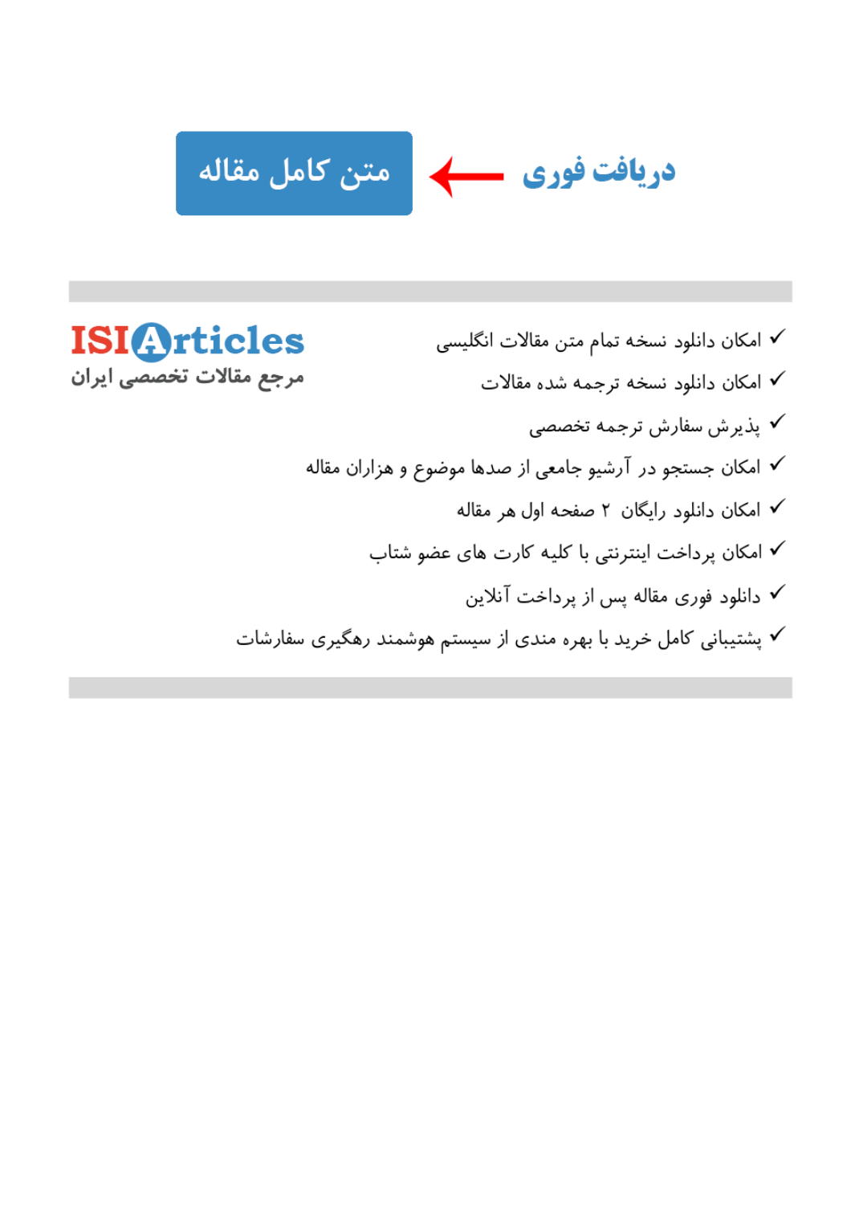دریافت فوری ← **متن کامل مقاله**

**ISIArticles**
مرجع مقالات تخصصی ایران

- ✓ امکان دانلود نسخه تمام متن مقالات انگلیسی
- ✓ امکان دانلود نسخه ترجمه شده مقالات
- ✓ پذیرش سفارش ترجمه تخصصی
- ✓ امکان جستجو در آرشیو جامعی از صدها موضوع و هزاران مقاله
- ✓ امکان دانلود رایگان ۲ صفحه اول هر مقاله
- ✓ امکان پرداخت اینترنتی با کلیه کارت های عضو شتاب
- ✓ دانلود فوری مقاله پس از پرداخت آنلاین
- ✓ پشتیبانی کامل خرید با بهره مندی از سیستم هوشمند رهگیری سفارشات